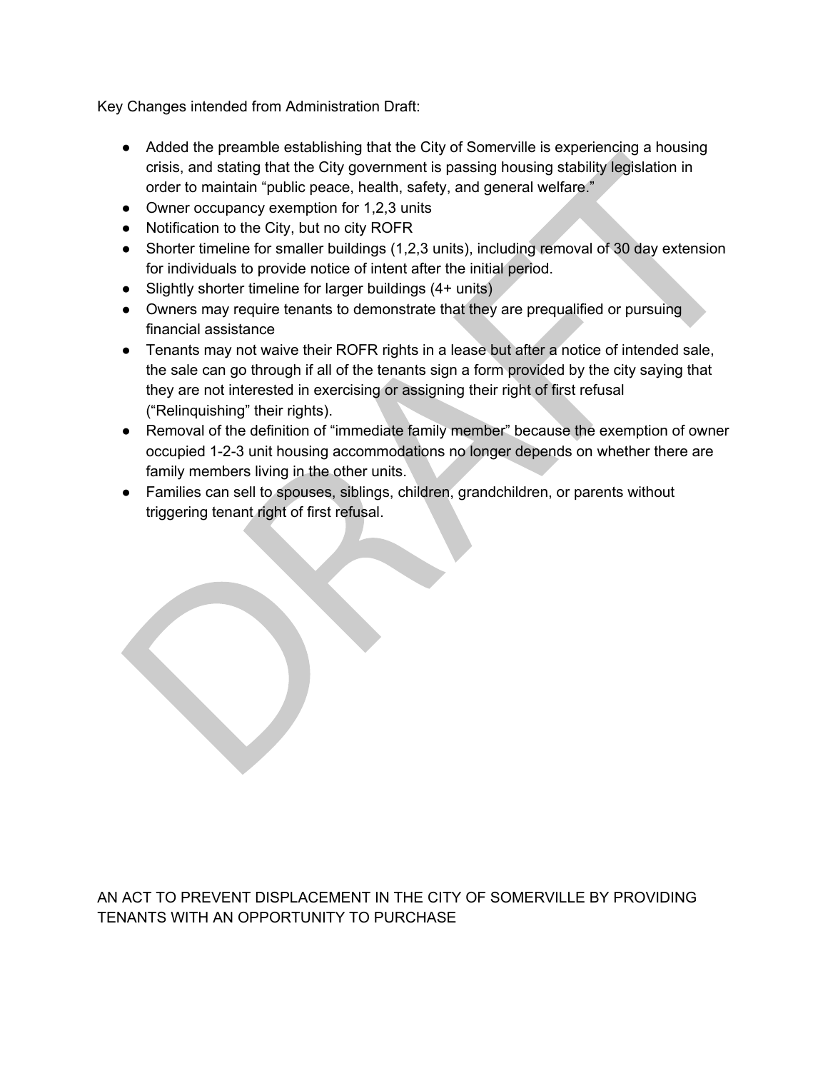Key Changes intended from Administration Draft:

- Added the preamble establishing that the City of Somerville is experiencing a housing crisis, and stating that the City government is passing housing stability legislation in order to maintain "public peace, health, safety, and general welfare."
- Owner occupancy exemption for 1,2,3 units
- Notification to the City, but no city ROFR
- Shorter timeline for smaller buildings (1,2,3 units), including removal of 30 day extension for individuals to provide notice of intent after the initial period.
- Slightly shorter timeline for larger buildings (4+ units)
- Owners may require tenants to demonstrate that they are prequalified or pursuing financial assistance
- Tenants may not waive their ROFR rights in a lease but after a notice of intended sale, the sale can go through if all of the tenants sign a form provided by the city saying that they are not interested in exercising or assigning their right of first refusal ("Relinquishing" their rights).
- Removal of the definition of "immediate family member" because the exemption of owner occupied 1-2-3 unit housing accommodations no longer depends on whether there are family members living in the other units.
- Families can sell to spouses, siblings, children, grandchildren, or parents without triggering tenant right of first refusal.

AN ACT TO PREVENT DISPLACEMENT IN THE CITY OF SOMERVILLE BY PROVIDING TENANTS WITH AN OPPORTUNITY TO PURCHASE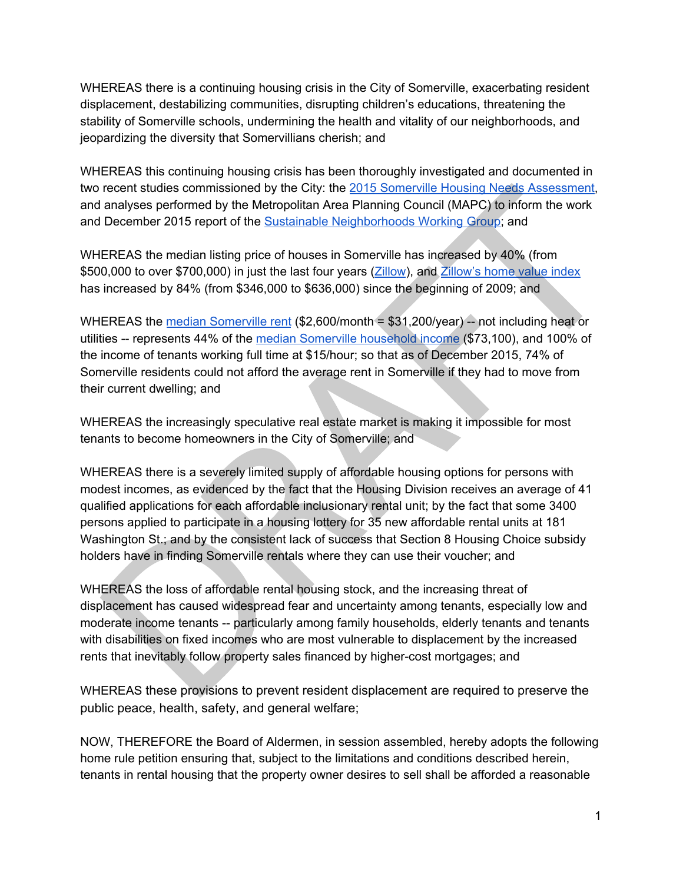WHEREAS there is a continuing housing crisis in the City of Somerville, exacerbating resident displacement, destabilizing communities, disrupting children's educations, threatening the stability of Somerville schools, undermining the health and vitality of our neighborhoods, and jeopardizing the diversity that Somervillians cherish; and

WHEREAS this continuing housing crisis has been thoroughly investigated and documented in two recent studies commissioned by the City: the [2015 Somerville Housing Needs Assessment](), and analyses performed by the Metropolitan Area Planning Council (MAPC) to inform the work and December 2015 report of the [Sustainable Neighborhoods Working Group](); and

WHEREAS the median listing price of houses in Somerville has increased by 40% (from $500,000 to over $700,000) in just the last four years ([Zillow]()), and [Zillow's home value index]() has increased by 84% (from $346,000 to $636,000) since the beginning of 2009; and

WHEREAS the [median Somerville rent]() ($2,600/month = $31,200/year) -- not including heat or utilities -- represents 44% of the [median Somerville household income]() ($73,100), and 100% of the income of tenants working full time at $15/hour; so that as of December 2015, 74% of Somerville residents could not afford the average rent in Somerville if they had to move from their current dwelling; and

WHEREAS the increasingly speculative real estate market is making it impossible for most tenants to become homeowners in the City of Somerville; and

WHEREAS there is a severely limited supply of affordable housing options for persons with modest incomes, as evidenced by the fact that the Housing Division receives an average of 41 qualified applications for each affordable inclusionary rental unit; by the fact that some 3400 persons applied to participate in a housing lottery for 35 new affordable rental units at 181 Washington St.; and by the consistent lack of success that Section 8 Housing Choice subsidy holders have in finding Somerville rentals where they can use their voucher; and

WHEREAS the loss of affordable rental housing stock, and the increasing threat of displacement has caused widespread fear and uncertainty among tenants, especially low and moderate income tenants -- particularly among family households, elderly tenants and tenants with disabilities on fixed incomes who are most vulnerable to displacement by the increased rents that inevitably follow property sales financed by higher-cost mortgages; and

WHEREAS these provisions to prevent resident displacement are required to preserve the public peace, health, safety, and general welfare;

NOW, THEREFORE the Board of Aldermen, in session assembled, hereby adopts the following home rule petition ensuring that, subject to the limitations and conditions described herein, tenants in rental housing that the property owner desires to sell shall be afforded a reasonable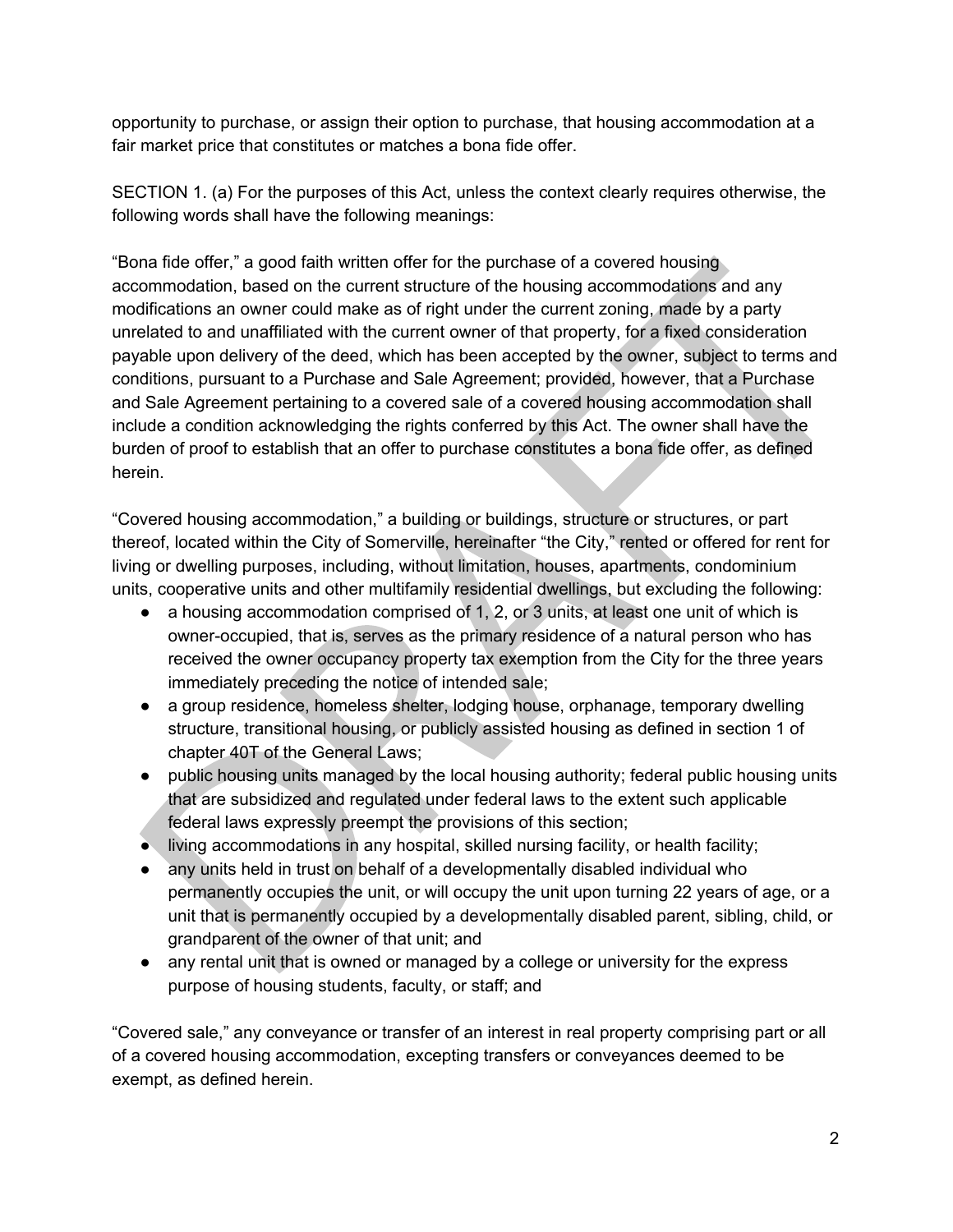opportunity to purchase, or assign their option to purchase, that housing accommodation at a fair market price that constitutes or matches a bona fide offer.

SECTION 1. (a) For the purposes of this Act, unless the context clearly requires otherwise, the following words shall have the following meanings:

"Bona fide offer," a good faith written offer for the purchase of a covered housing accommodation, based on the current structure of the housing accommodations and any modifications an owner could make as of right under the current zoning, made by a party unrelated to and unaffiliated with the current owner of that property, for a fixed consideration payable upon delivery of the deed, which has been accepted by the owner, subject to terms and conditions, pursuant to a Purchase and Sale Agreement; provided, however, that a Purchase and Sale Agreement pertaining to a covered sale of a covered housing accommodation shall include a condition acknowledging the rights conferred by this Act. The owner shall have the burden of proof to establish that an offer to purchase constitutes a bona fide offer, as defined herein.

"Covered housing accommodation," a building or buildings, structure or structures, or part thereof, located within the City of Somerville, hereinafter "the City," rented or offered for rent for living or dwelling purposes, including, without limitation, houses, apartments, condominium units, cooperative units and other multifamily residential dwellings, but excluding the following:

- a housing accommodation comprised of 1, 2, or 3 units, at least one unit of which is owner-occupied, that is, serves as the primary residence of a natural person who has received the owner occupancy property tax exemption from the City for the three years immediately preceding the notice of intended sale;
- a group residence, homeless shelter, lodging house, orphanage, temporary dwelling structure, transitional housing, or publicly assisted housing as defined in section 1 of chapter 40T of the General Laws;
- public housing units managed by the local housing authority; federal public housing units that are subsidized and regulated under federal laws to the extent such applicable federal laws expressly preempt the provisions of this section;
- living accommodations in any hospital, skilled nursing facility, or health facility;
- any units held in trust on behalf of a developmentally disabled individual who permanently occupies the unit, or will occupy the unit upon turning 22 years of age, or a unit that is permanently occupied by a developmentally disabled parent, sibling, child, or grandparent of the owner of that unit; and
- any rental unit that is owned or managed by a college or university for the express purpose of housing students, faculty, or staff; and

"Covered sale," any conveyance or transfer of an interest in real property comprising part or all of a covered housing accommodation, excepting transfers or conveyances deemed to be exempt, as defined herein.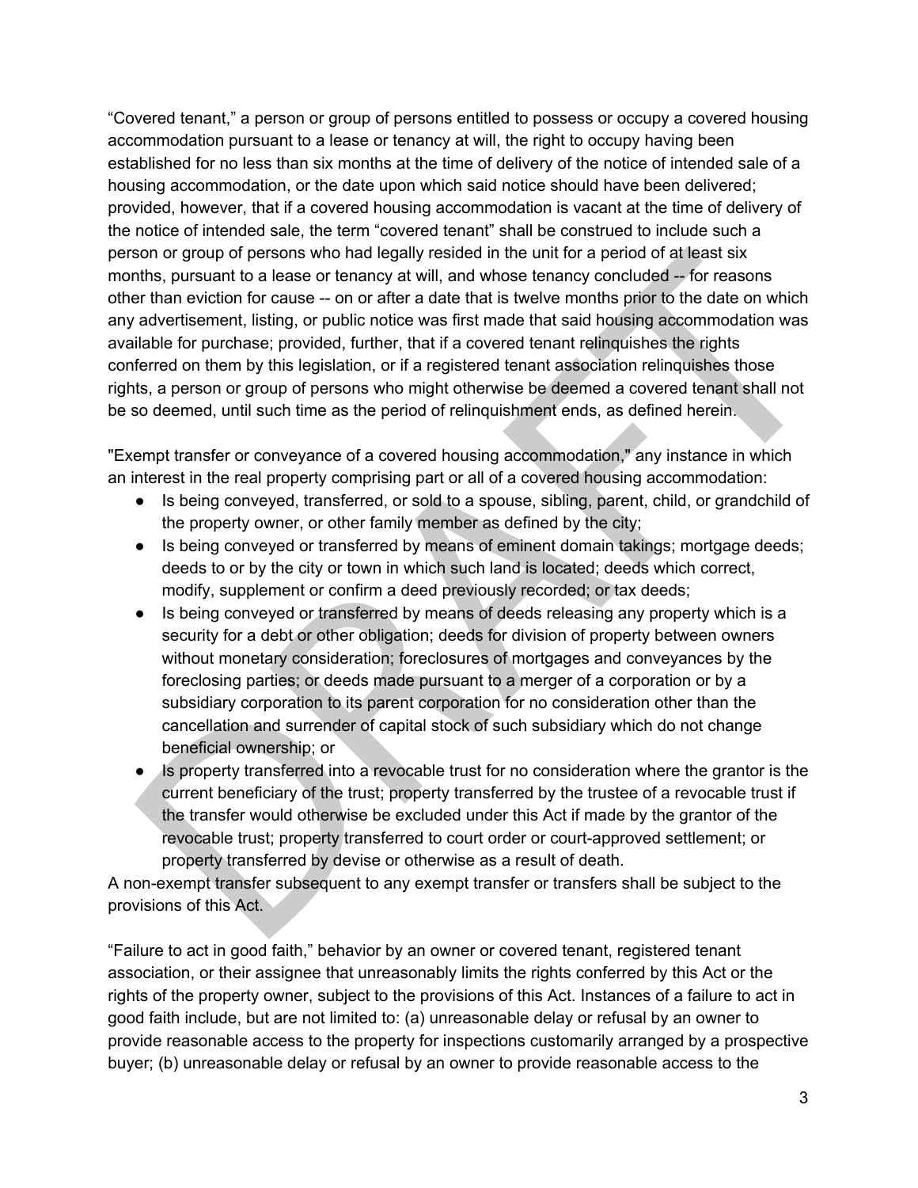"Covered tenant," a person or group of persons entitled to possess or occupy a covered housing accommodation pursuant to a lease or tenancy at will, the right to occupy having been established for no less than six months at the time of delivery of the notice of intended sale of a housing accommodation, or the date upon which said notice should have been delivered; provided, however, that if a covered housing accommodation is vacant at the time of delivery of the notice of intended sale, the term "covered tenant" shall be construed to include such a person or group of persons who had legally resided in the unit for a period of at least six months, pursuant to a lease or tenancy at will, and whose tenancy concluded -- for reasons other than eviction for cause -- on or after a date that is twelve months prior to the date on which any advertisement, listing, or public notice was first made that said housing accommodation was available for purchase; provided, further, that if a covered tenant relinquishes the rights conferred on them by this legislation, or if a registered tenant association relinquishes those rights, a person or group of persons who might otherwise be deemed a covered tenant shall not be so deemed, until such time as the period of relinquishment ends, as defined herein.

"Exempt transfer or conveyance of a covered housing accommodation," any instance in which an interest in the real property comprising part or all of a covered housing accommodation:

- Is being conveyed, transferred, or sold to a spouse, sibling, parent, child, or grandchild of the property owner, or other family member as defined by the city;
- Is being conveyed or transferred by means of eminent domain takings; mortgage deeds; deeds to or by the city or town in which such land is located; deeds which correct, modify, supplement or confirm a deed previously recorded; or tax deeds;
- Is being conveyed or transferred by means of deeds releasing any property which is a security for a debt or other obligation; deeds for division of property between owners without monetary consideration; foreclosures of mortgages and conveyances by the foreclosing parties; or deeds made pursuant to a merger of a corporation or by a subsidiary corporation to its parent corporation for no consideration other than the cancellation and surrender of capital stock of such subsidiary which do not change beneficial ownership; or
- Is property transferred into a revocable trust for no consideration where the grantor is the current beneficiary of the trust; property transferred by the trustee of a revocable trust if the transfer would otherwise be excluded under this Act if made by the grantor of the revocable trust; property transferred to court order or court-approved settlement; or property transferred by devise or otherwise as a result of death.

A non-exempt transfer subsequent to any exempt transfer or transfers shall be subject to the provisions of this Act.

"Failure to act in good faith," behavior by an owner or covered tenant, registered tenant association, or their assignee that unreasonably limits the rights conferred by this Act or the rights of the property owner, subject to the provisions of this Act. Instances of a failure to act in good faith include, but are not limited to: (a) unreasonable delay or refusal by an owner to provide reasonable access to the property for inspections customarily arranged by a prospective buyer; (b) unreasonable delay or refusal by an owner to provide reasonable access to the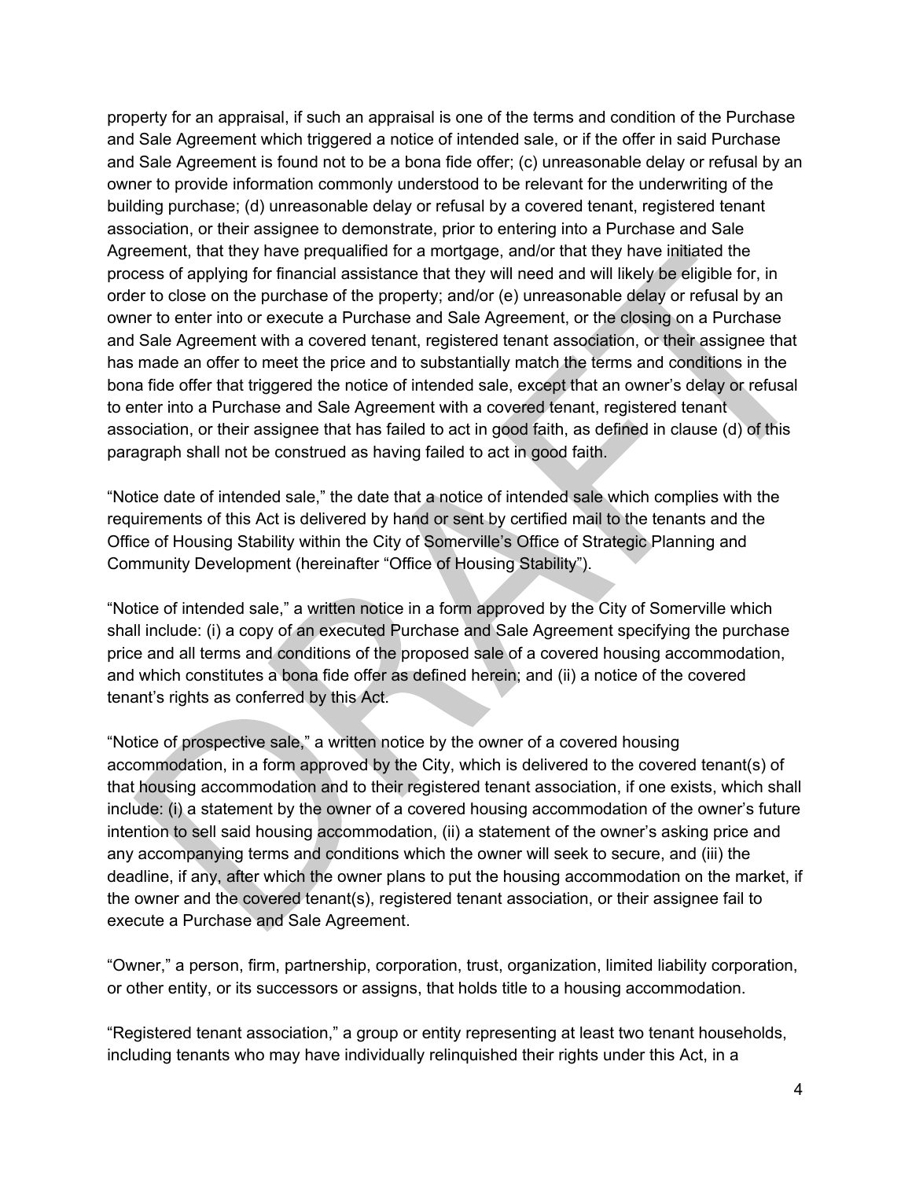property for an appraisal, if such an appraisal is one of the terms and condition of the Purchase and Sale Agreement which triggered a notice of intended sale, or if the offer in said Purchase and Sale Agreement is found not to be a bona fide offer; (c) unreasonable delay or refusal by an owner to provide information commonly understood to be relevant for the underwriting of the building purchase; (d) unreasonable delay or refusal by a covered tenant, registered tenant association, or their assignee to demonstrate, prior to entering into a Purchase and Sale Agreement, that they have prequalified for a mortgage, and/or that they have initiated the process of applying for financial assistance that they will need and will likely be eligible for, in order to close on the purchase of the property; and/or (e) unreasonable delay or refusal by an owner to enter into or execute a Purchase and Sale Agreement, or the closing on a Purchase and Sale Agreement with a covered tenant, registered tenant association, or their assignee that has made an offer to meet the price and to substantially match the terms and conditions in the bona fide offer that triggered the notice of intended sale, except that an owner's delay or refusal to enter into a Purchase and Sale Agreement with a covered tenant, registered tenant association, or their assignee that has failed to act in good faith, as defined in clause (d) of this paragraph shall not be construed as having failed to act in good faith.

"Notice date of intended sale," the date that a notice of intended sale which complies with the requirements of this Act is delivered by hand or sent by certified mail to the tenants and the Office of Housing Stability within the City of Somerville's Office of Strategic Planning and Community Development (hereinafter "Office of Housing Stability").

"Notice of intended sale," a written notice in a form approved by the City of Somerville which shall include: (i) a copy of an executed Purchase and Sale Agreement specifying the purchase price and all terms and conditions of the proposed sale of a covered housing accommodation, and which constitutes a bona fide offer as defined herein; and (ii) a notice of the covered tenant's rights as conferred by this Act.

"Notice of prospective sale," a written notice by the owner of a covered housing accommodation, in a form approved by the City, which is delivered to the covered tenant(s) of that housing accommodation and to their registered tenant association, if one exists, which shall include: (i) a statement by the owner of a covered housing accommodation of the owner's future intention to sell said housing accommodation, (ii) a statement of the owner's asking price and any accompanying terms and conditions which the owner will seek to secure, and (iii) the deadline, if any, after which the owner plans to put the housing accommodation on the market, if the owner and the covered tenant(s), registered tenant association, or their assignee fail to execute a Purchase and Sale Agreement.

"Owner," a person, firm, partnership, corporation, trust, organization, limited liability corporation, or other entity, or its successors or assigns, that holds title to a housing accommodation.

"Registered tenant association," a group or entity representing at least two tenant households, including tenants who may have individually relinquished their rights under this Act, in a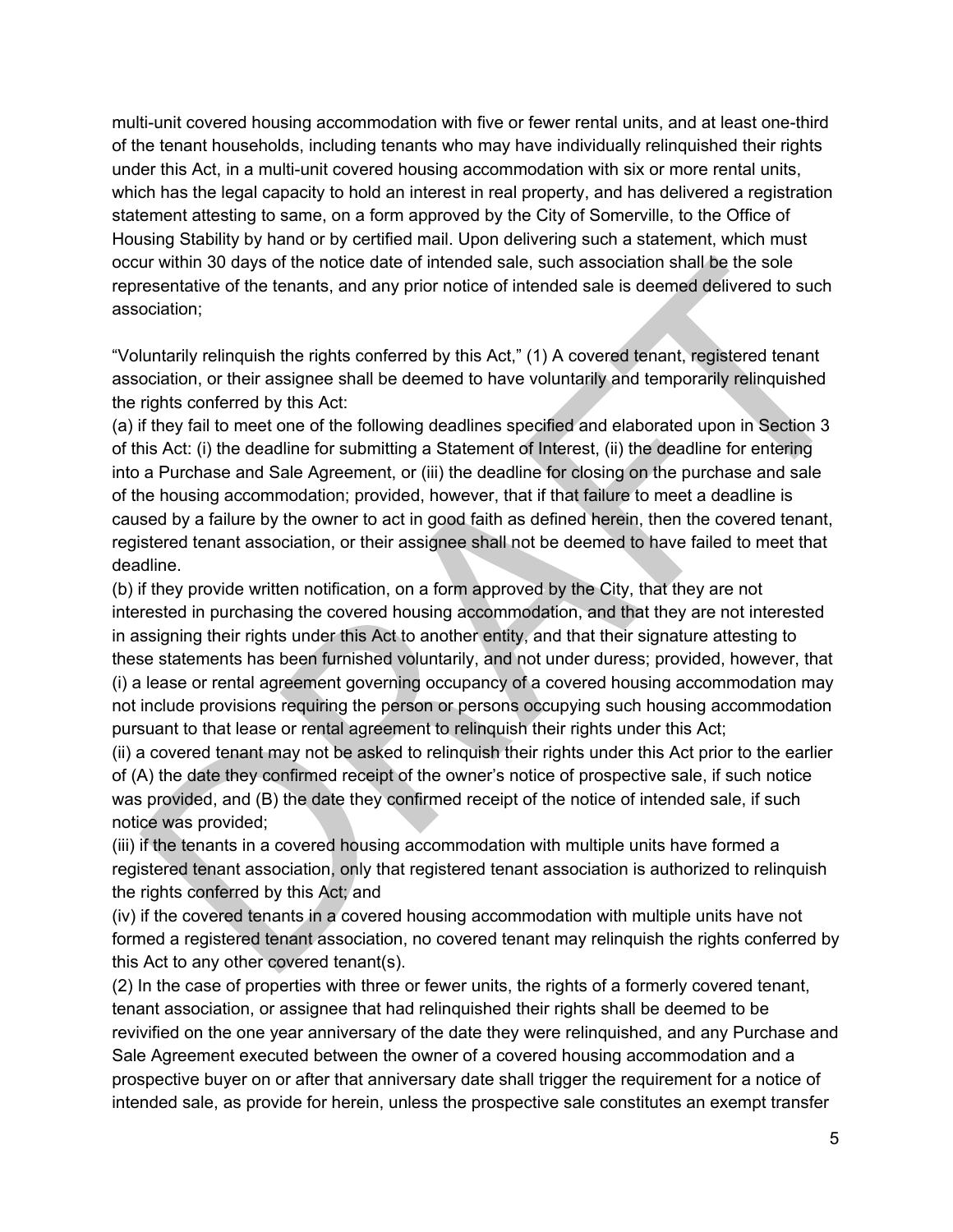multi-unit covered housing accommodation with five or fewer rental units, and at least one-third of the tenant households, including tenants who may have individually relinquished their rights under this Act, in a multi-unit covered housing accommodation with six or more rental units, which has the legal capacity to hold an interest in real property, and has delivered a registration statement attesting to same, on a form approved by the City of Somerville, to the Office of Housing Stability by hand or by certified mail. Upon delivering such a statement, which must occur within 30 days of the notice date of intended sale, such association shall be the sole representative of the tenants, and any prior notice of intended sale is deemed delivered to such association;

"Voluntarily relinquish the rights conferred by this Act," (1) A covered tenant, registered tenant association, or their assignee shall be deemed to have voluntarily and temporarily relinquished the rights conferred by this Act:

(a) if they fail to meet one of the following deadlines specified and elaborated upon in Section 3 of this Act: (i) the deadline for submitting a Statement of Interest, (ii) the deadline for entering into a Purchase and Sale Agreement, or (iii) the deadline for closing on the purchase and sale of the housing accommodation; provided, however, that if that failure to meet a deadline is caused by a failure by the owner to act in good faith as defined herein, then the covered tenant, registered tenant association, or their assignee shall not be deemed to have failed to meet that deadline.

(b) if they provide written notification, on a form approved by the City, that they are not interested in purchasing the covered housing accommodation, and that they are not interested in assigning their rights under this Act to another entity, and that their signature attesting to these statements has been furnished voluntarily, and not under duress; provided, however, that (i) a lease or rental agreement governing occupancy of a covered housing accommodation may not include provisions requiring the person or persons occupying such housing accommodation pursuant to that lease or rental agreement to relinquish their rights under this Act;

(ii) a covered tenant may not be asked to relinquish their rights under this Act prior to the earlier of (A) the date they confirmed receipt of the owner's notice of prospective sale, if such notice was provided, and (B) the date they confirmed receipt of the notice of intended sale, if such notice was provided;

(iii) if the tenants in a covered housing accommodation with multiple units have formed a registered tenant association, only that registered tenant association is authorized to relinquish the rights conferred by this Act; and

(iv) if the covered tenants in a covered housing accommodation with multiple units have not formed a registered tenant association, no covered tenant may relinquish the rights conferred by this Act to any other covered tenant(s).

(2) In the case of properties with three or fewer units, the rights of a formerly covered tenant, tenant association, or assignee that had relinquished their rights shall be deemed to be revivified on the one year anniversary of the date they were relinquished, and any Purchase and Sale Agreement executed between the owner of a covered housing accommodation and a prospective buyer on or after that anniversary date shall trigger the requirement for a notice of intended sale, as provide for herein, unless the prospective sale constitutes an exempt transfer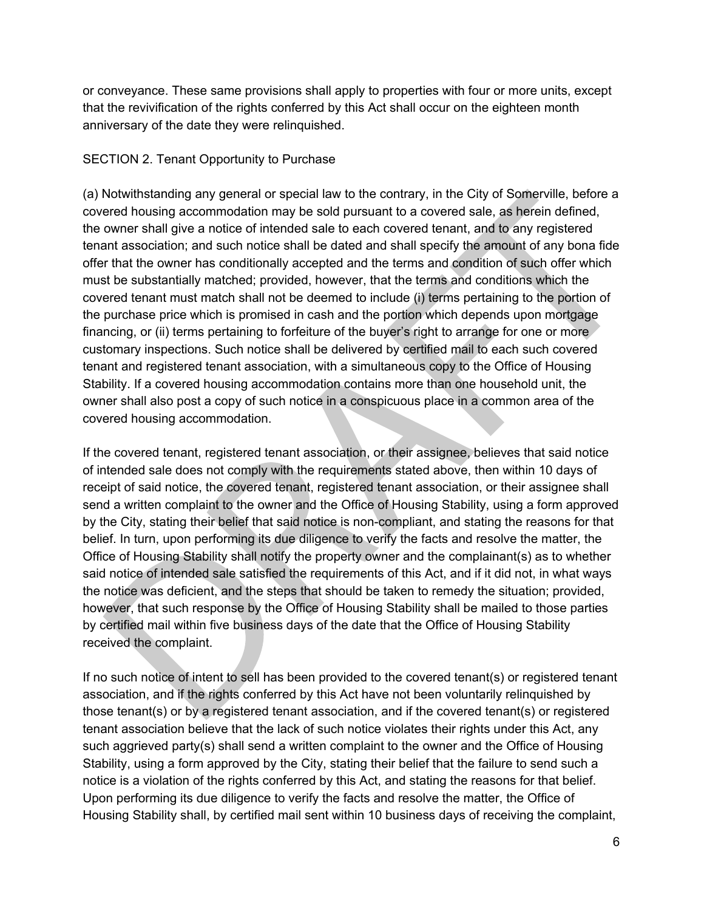or conveyance. These same provisions shall apply to properties with four or more units, except that the revivification of the rights conferred by this Act shall occur on the eighteen month anniversary of the date they were relinquished.

SECTION 2. Tenant Opportunity to Purchase

(a) Notwithstanding any general or special law to the contrary, in the City of Somerville, before a covered housing accommodation may be sold pursuant to a covered sale, as herein defined, the owner shall give a notice of intended sale to each covered tenant, and to any registered tenant association; and such notice shall be dated and shall specify the amount of any bona fide offer that the owner has conditionally accepted and the terms and condition of such offer which must be substantially matched; provided, however, that the terms and conditions which the covered tenant must match shall not be deemed to include (i) terms pertaining to the portion of the purchase price which is promised in cash and the portion which depends upon mortgage financing, or (ii) terms pertaining to forfeiture of the buyer's right to arrange for one or more customary inspections. Such notice shall be delivered by certified mail to each such covered tenant and registered tenant association, with a simultaneous copy to the Office of Housing Stability. If a covered housing accommodation contains more than one household unit, the owner shall also post a copy of such notice in a conspicuous place in a common area of the covered housing accommodation.

If the covered tenant, registered tenant association, or their assignee, believes that said notice of intended sale does not comply with the requirements stated above, then within 10 days of receipt of said notice, the covered tenant, registered tenant association, or their assignee shall send a written complaint to the owner and the Office of Housing Stability, using a form approved by the City, stating their belief that said notice is non-compliant, and stating the reasons for that belief. In turn, upon performing its due diligence to verify the facts and resolve the matter, the Office of Housing Stability shall notify the property owner and the complainant(s) as to whether said notice of intended sale satisfied the requirements of this Act, and if it did not, in what ways the notice was deficient, and the steps that should be taken to remedy the situation; provided, however, that such response by the Office of Housing Stability shall be mailed to those parties by certified mail within five business days of the date that the Office of Housing Stability received the complaint.

If no such notice of intent to sell has been provided to the covered tenant(s) or registered tenant association, and if the rights conferred by this Act have not been voluntarily relinquished by those tenant(s) or by a registered tenant association, and if the covered tenant(s) or registered tenant association believe that the lack of such notice violates their rights under this Act, any such aggrieved party(s) shall send a written complaint to the owner and the Office of Housing Stability, using a form approved by the City, stating their belief that the failure to send such a notice is a violation of the rights conferred by this Act, and stating the reasons for that belief. Upon performing its due diligence to verify the facts and resolve the matter, the Office of Housing Stability shall, by certified mail sent within 10 business days of receiving the complaint,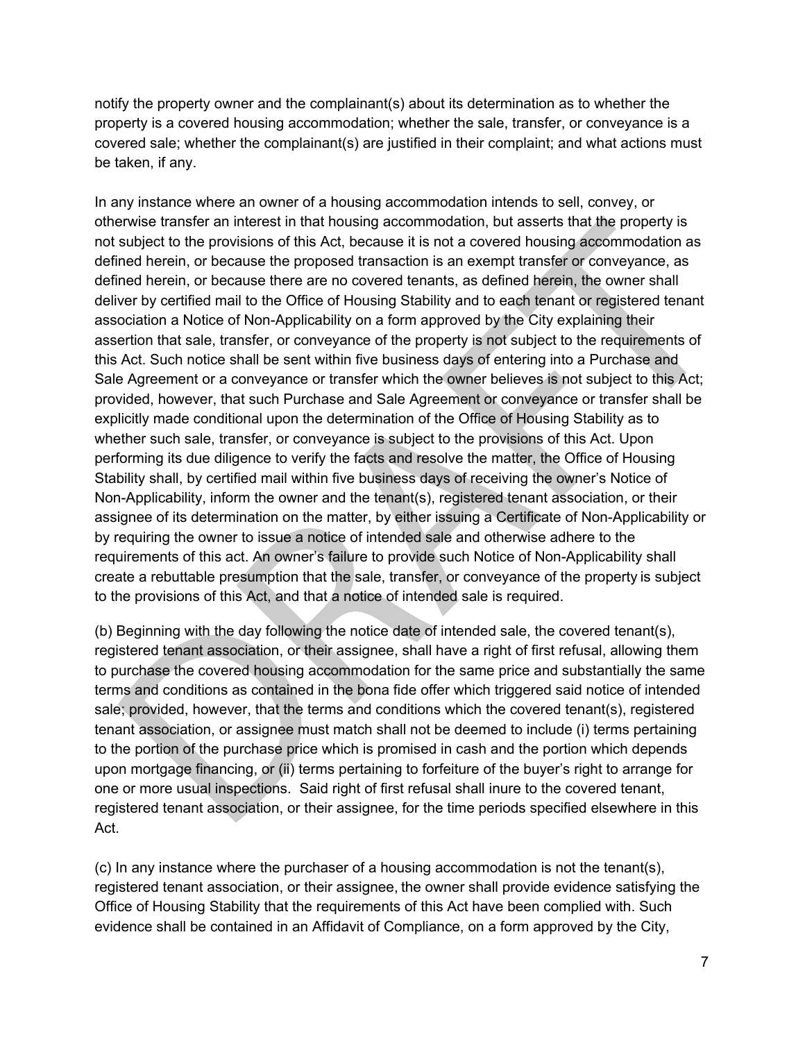notify the property owner and the complainant(s) about its determination as to whether the property is a covered housing accommodation; whether the sale, transfer, or conveyance is a covered sale; whether the complainant(s) are justified in their complaint; and what actions must be taken, if any.

In any instance where an owner of a housing accommodation intends to sell, convey, or otherwise transfer an interest in that housing accommodation, but asserts that the property is not subject to the provisions of this Act, because it is not a covered housing accommodation as defined herein, or because the proposed transaction is an exempt transfer or conveyance, as defined herein, or because there are no covered tenants, as defined herein, the owner shall deliver by certified mail to the Office of Housing Stability and to each tenant or registered tenant association a Notice of Non-Applicability on a form approved by the City explaining their assertion that sale, transfer, or conveyance of the property is not subject to the requirements of this Act. Such notice shall be sent within five business days of entering into a Purchase and Sale Agreement or a conveyance or transfer which the owner believes is not subject to this Act; provided, however, that such Purchase and Sale Agreement or conveyance or transfer shall be explicitly made conditional upon the determination of the Office of Housing Stability as to whether such sale, transfer, or conveyance is subject to the provisions of this Act. Upon performing its due diligence to verify the facts and resolve the matter, the Office of Housing Stability shall, by certified mail within five business days of receiving the owner's Notice of Non-Applicability, inform the owner and the tenant(s), registered tenant association, or their assignee of its determination on the matter, by either issuing a Certificate of Non-Applicability or by requiring the owner to issue a notice of intended sale and otherwise adhere to the requirements of this act. An owner's failure to provide such Notice of Non-Applicability shall create a rebuttable presumption that the sale, transfer, or conveyance of the property is subject to the provisions of this Act, and that a notice of intended sale is required.

(b) Beginning with the day following the notice date of intended sale, the covered tenant(s), registered tenant association, or their assignee, shall have a right of first refusal, allowing them to purchase the covered housing accommodation for the same price and substantially the same terms and conditions as contained in the bona fide offer which triggered said notice of intended sale; provided, however, that the terms and conditions which the covered tenant(s), registered tenant association, or assignee must match shall not be deemed to include (i) terms pertaining to the portion of the purchase price which is promised in cash and the portion which depends upon mortgage financing, or (ii) terms pertaining to forfeiture of the buyer's right to arrange for one or more usual inspections. Said right of first refusal shall inure to the covered tenant, registered tenant association, or their assignee, for the time periods specified elsewhere in this Act.

(c) In any instance where the purchaser of a housing accommodation is not the tenant(s), registered tenant association, or their assignee, the owner shall provide evidence satisfying the Office of Housing Stability that the requirements of this Act have been complied with. Such evidence shall be contained in an Affidavit of Compliance, on a form approved by the City,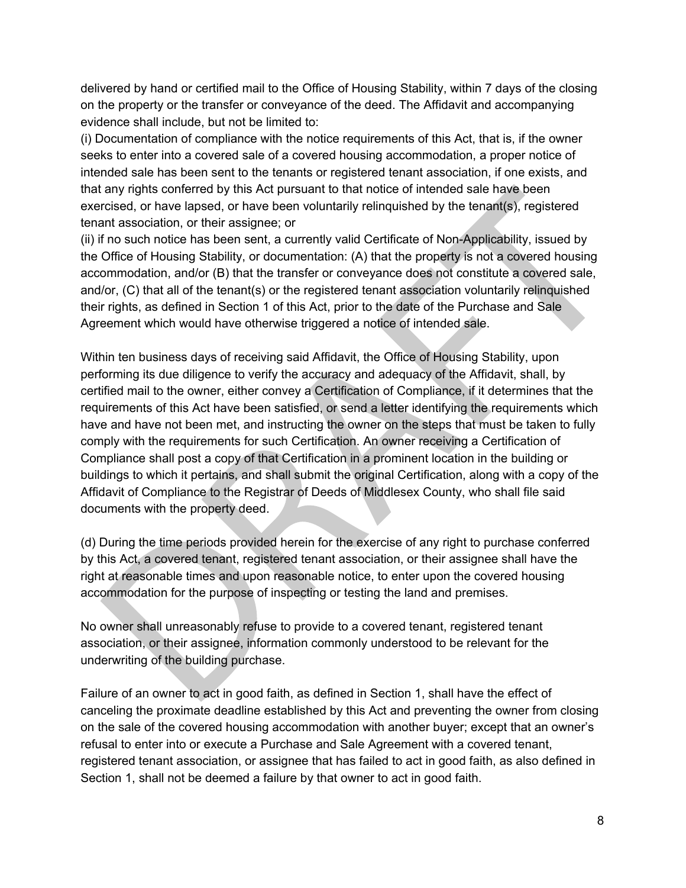delivered by hand or certified mail to the Office of Housing Stability, within 7 days of the closing on the property or the transfer or conveyance of the deed. The Affidavit and accompanying evidence shall include, but not be limited to:

(i) Documentation of compliance with the notice requirements of this Act, that is, if the owner seeks to enter into a covered sale of a covered housing accommodation, a proper notice of intended sale has been sent to the tenants or registered tenant association, if one exists, and that any rights conferred by this Act pursuant to that notice of intended sale have been exercised, or have lapsed, or have been voluntarily relinquished by the tenant(s), registered tenant association, or their assignee; or

(ii) if no such notice has been sent, a currently valid Certificate of Non-Applicability, issued by the Office of Housing Stability, or documentation: (A) that the property is not a covered housing accommodation, and/or (B) that the transfer or conveyance does not constitute a covered sale, and/or, (C) that all of the tenant(s) or the registered tenant association voluntarily relinquished their rights, as defined in Section 1 of this Act, prior to the date of the Purchase and Sale Agreement which would have otherwise triggered a notice of intended sale.

Within ten business days of receiving said Affidavit, the Office of Housing Stability, upon performing its due diligence to verify the accuracy and adequacy of the Affidavit, shall, by certified mail to the owner, either convey a Certification of Compliance, if it determines that the requirements of this Act have been satisfied, or send a letter identifying the requirements which have and have not been met, and instructing the owner on the steps that must be taken to fully comply with the requirements for such Certification. An owner receiving a Certification of Compliance shall post a copy of that Certification in a prominent location in the building or buildings to which it pertains, and shall submit the original Certification, along with a copy of the Affidavit of Compliance to the Registrar of Deeds of Middlesex County, who shall file said documents with the property deed.

(d) During the time periods provided herein for the exercise of any right to purchase conferred by this Act, a covered tenant, registered tenant association, or their assignee shall have the right at reasonable times and upon reasonable notice, to enter upon the covered housing accommodation for the purpose of inspecting or testing the land and premises.

No owner shall unreasonably refuse to provide to a covered tenant, registered tenant association, or their assignee, information commonly understood to be relevant for the underwriting of the building purchase.

Failure of an owner to act in good faith, as defined in Section 1, shall have the effect of canceling the proximate deadline established by this Act and preventing the owner from closing on the sale of the covered housing accommodation with another buyer; except that an owner's refusal to enter into or execute a Purchase and Sale Agreement with a covered tenant, registered tenant association, or assignee that has failed to act in good faith, as also defined in Section 1, shall not be deemed a failure by that owner to act in good faith.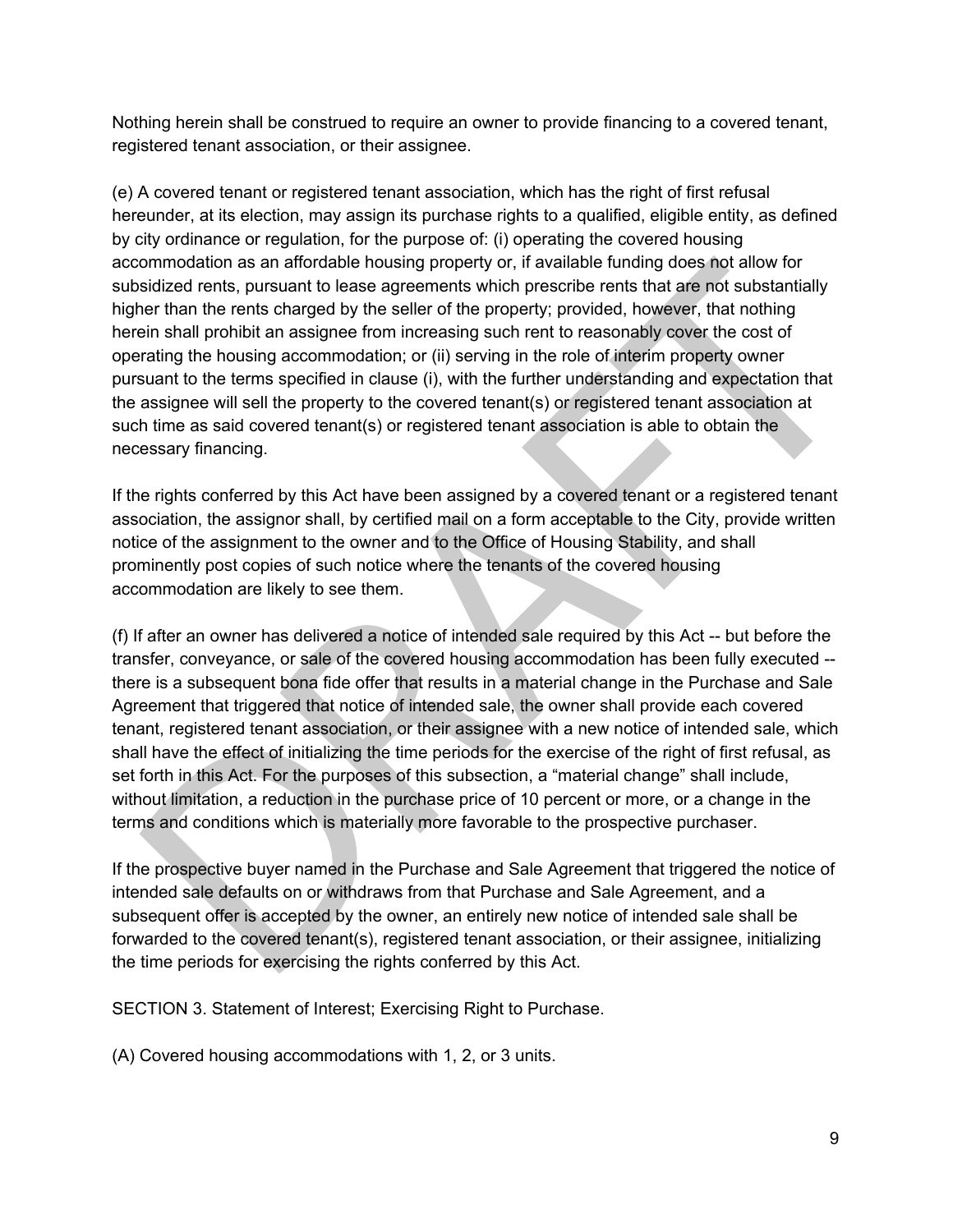Nothing herein shall be construed to require an owner to provide financing to a covered tenant, registered tenant association, or their assignee.

(e) A covered tenant or registered tenant association, which has the right of first refusal hereunder, at its election, may assign its purchase rights to a qualified, eligible entity, as defined by city ordinance or regulation, for the purpose of: (i) operating the covered housing accommodation as an affordable housing property or, if available funding does not allow for subsidized rents, pursuant to lease agreements which prescribe rents that are not substantially higher than the rents charged by the seller of the property; provided, however, that nothing herein shall prohibit an assignee from increasing such rent to reasonably cover the cost of operating the housing accommodation; or (ii) serving in the role of interim property owner pursuant to the terms specified in clause (i), with the further understanding and expectation that the assignee will sell the property to the covered tenant(s) or registered tenant association at such time as said covered tenant(s) or registered tenant association is able to obtain the necessary financing.

If the rights conferred by this Act have been assigned by a covered tenant or a registered tenant association, the assignor shall, by certified mail on a form acceptable to the City, provide written notice of the assignment to the owner and to the Office of Housing Stability, and shall prominently post copies of such notice where the tenants of the covered housing accommodation are likely to see them.

(f) If after an owner has delivered a notice of intended sale required by this Act -- but before the transfer, conveyance, or sale of the covered housing accommodation has been fully executed -- there is a subsequent bona fide offer that results in a material change in the Purchase and Sale Agreement that triggered that notice of intended sale, the owner shall provide each covered tenant, registered tenant association, or their assignee with a new notice of intended sale, which shall have the effect of initializing the time periods for the exercise of the right of first refusal, as set forth in this Act. For the purposes of this subsection, a “material change” shall include, without limitation, a reduction in the purchase price of 10 percent or more, or a change in the terms and conditions which is materially more favorable to the prospective purchaser.

If the prospective buyer named in the Purchase and Sale Agreement that triggered the notice of intended sale defaults on or withdraws from that Purchase and Sale Agreement, and a subsequent offer is accepted by the owner, an entirely new notice of intended sale shall be forwarded to the covered tenant(s), registered tenant association, or their assignee, initializing the time periods for exercising the rights conferred by this Act.

SECTION 3. Statement of Interest; Exercising Right to Purchase.

(A) Covered housing accommodations with 1, 2, or 3 units.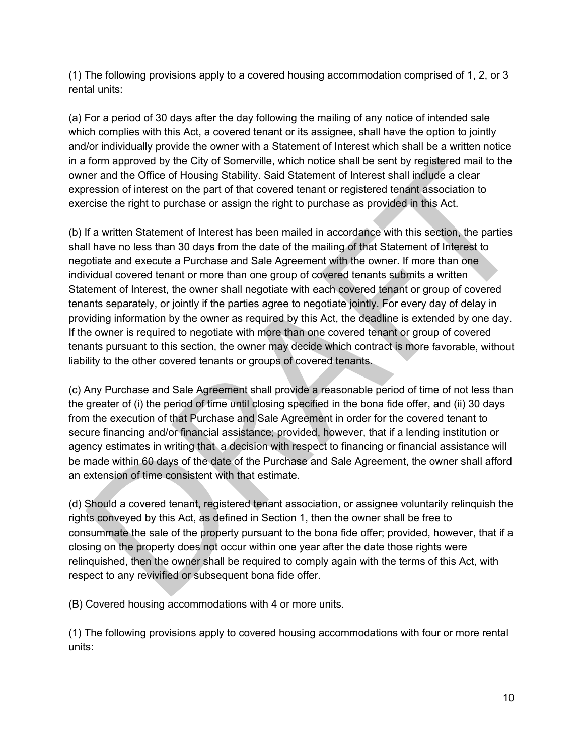(1) The following provisions apply to a covered housing accommodation comprised of 1, 2, or 3 rental units:

(a) For a period of 30 days after the day following the mailing of any notice of intended sale which complies with this Act, a covered tenant or its assignee, shall have the option to jointly and/or individually provide the owner with a Statement of Interest which shall be a written notice in a form approved by the City of Somerville, which notice shall be sent by registered mail to the owner and the Office of Housing Stability. Said Statement of Interest shall include a clear expression of interest on the part of that covered tenant or registered tenant association to exercise the right to purchase or assign the right to purchase as provided in this Act.

(b) If a written Statement of Interest has been mailed in accordance with this section, the parties shall have no less than 30 days from the date of the mailing of that Statement of Interest to negotiate and execute a Purchase and Sale Agreement with the owner. If more than one individual covered tenant or more than one group of covered tenants submits a written Statement of Interest, the owner shall negotiate with each covered tenant or group of covered tenants separately, or jointly if the parties agree to negotiate jointly. For every day of delay in providing information by the owner as required by this Act, the deadline is extended by one day. If the owner is required to negotiate with more than one covered tenant or group of covered tenants pursuant to this section, the owner may decide which contract is more favorable, without liability to the other covered tenants or groups of covered tenants.

(c) Any Purchase and Sale Agreement shall provide a reasonable period of time of not less than the greater of (i) the period of time until closing specified in the bona fide offer, and (ii) 30 days from the execution of that Purchase and Sale Agreement in order for the covered tenant to secure financing and/or financial assistance; provided, however, that if a lending institution or agency estimates in writing that a decision with respect to financing or financial assistance will be made within 60 days of the date of the Purchase and Sale Agreement, the owner shall afford an extension of time consistent with that estimate.

(d) Should a covered tenant, registered tenant association, or assignee voluntarily relinquish the rights conveyed by this Act, as defined in Section 1, then the owner shall be free to consummate the sale of the property pursuant to the bona fide offer; provided, however, that if a closing on the property does not occur within one year after the date those rights were relinquished, then the owner shall be required to comply again with the terms of this Act, with respect to any revivified or subsequent bona fide offer.

(B) Covered housing accommodations with 4 or more units.

(1) The following provisions apply to covered housing accommodations with four or more rental units: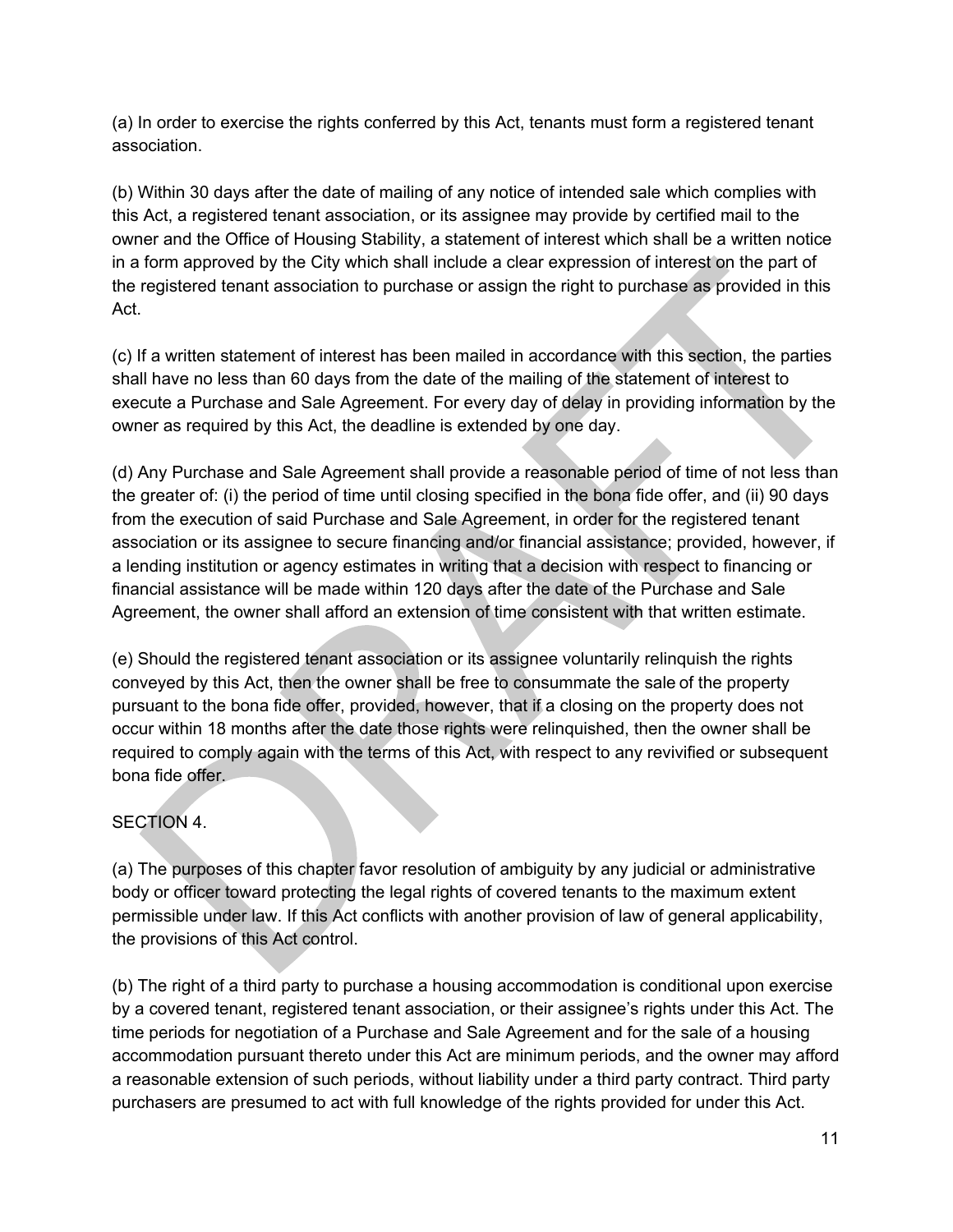(a) In order to exercise the rights conferred by this Act, tenants must form a registered tenant association.

(b) Within 30 days after the date of mailing of any notice of intended sale which complies with this Act, a registered tenant association, or its assignee may provide by certified mail to the owner and the Office of Housing Stability, a statement of interest which shall be a written notice in a form approved by the City which shall include a clear expression of interest on the part of the registered tenant association to purchase or assign the right to purchase as provided in this Act.

(c) If a written statement of interest has been mailed in accordance with this section, the parties shall have no less than 60 days from the date of the mailing of the statement of interest to execute a Purchase and Sale Agreement. For every day of delay in providing information by the owner as required by this Act, the deadline is extended by one day.

(d) Any Purchase and Sale Agreement shall provide a reasonable period of time of not less than the greater of: (i) the period of time until closing specified in the bona fide offer, and (ii) 90 days from the execution of said Purchase and Sale Agreement, in order for the registered tenant association or its assignee to secure financing and/or financial assistance; provided, however, if a lending institution or agency estimates in writing that a decision with respect to financing or financial assistance will be made within 120 days after the date of the Purchase and Sale Agreement, the owner shall afford an extension of time consistent with that written estimate.

(e) Should the registered tenant association or its assignee voluntarily relinquish the rights conveyed by this Act, then the owner shall be free to consummate the sale of the property pursuant to the bona fide offer, provided, however, that if a closing on the property does not occur within 18 months after the date those rights were relinquished, then the owner shall be required to comply again with the terms of this Act, with respect to any revivified or subsequent bona fide offer.

SECTION 4.

(a) The purposes of this chapter favor resolution of ambiguity by any judicial or administrative body or officer toward protecting the legal rights of covered tenants to the maximum extent permissible under law. If this Act conflicts with another provision of law of general applicability, the provisions of this Act control.

(b) The right of a third party to purchase a housing accommodation is conditional upon exercise by a covered tenant, registered tenant association, or their assignee's rights under this Act. The time periods for negotiation of a Purchase and Sale Agreement and for the sale of a housing accommodation pursuant thereto under this Act are minimum periods, and the owner may afford a reasonable extension of such periods, without liability under a third party contract. Third party purchasers are presumed to act with full knowledge of the rights provided for under this Act.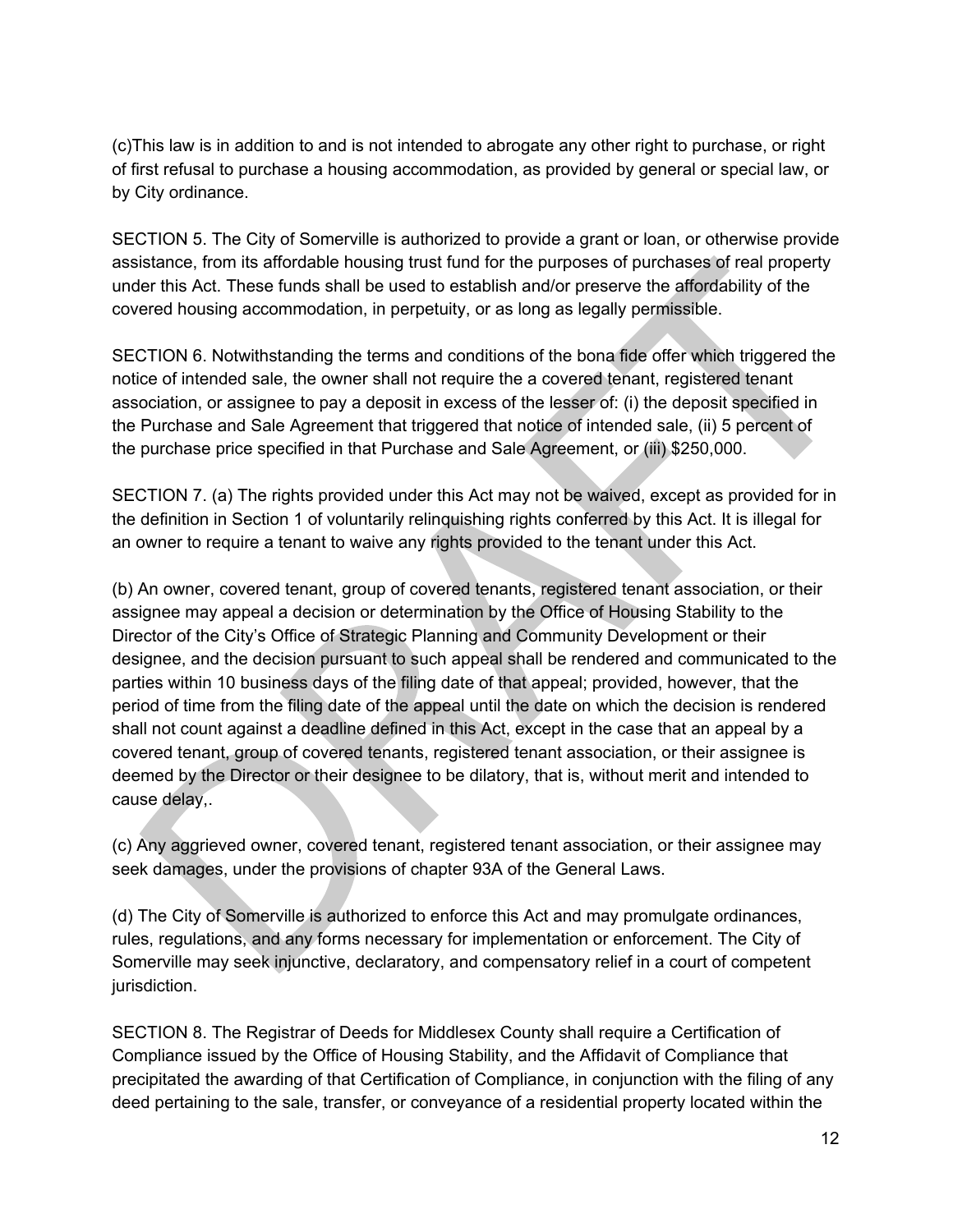(c)This law is in addition to and is not intended to abrogate any other right to purchase, or right of first refusal to purchase a housing accommodation, as provided by general or special law, or by City ordinance.

SECTION 5. The City of Somerville is authorized to provide a grant or loan, or otherwise provide assistance, from its affordable housing trust fund for the purposes of purchases of real property under this Act. These funds shall be used to establish and/or preserve the affordability of the covered housing accommodation, in perpetuity, or as long as legally permissible.

SECTION 6. Notwithstanding the terms and conditions of the bona fide offer which triggered the notice of intended sale, the owner shall not require the a covered tenant, registered tenant association, or assignee to pay a deposit in excess of the lesser of: (i) the deposit specified in the Purchase and Sale Agreement that triggered that notice of intended sale, (ii) 5 percent of the purchase price specified in that Purchase and Sale Agreement, or (iii) $250,000.

SECTION 7. (a) The rights provided under this Act may not be waived, except as provided for in the definition in Section 1 of voluntarily relinquishing rights conferred by this Act. It is illegal for an owner to require a tenant to waive any rights provided to the tenant under this Act.

(b) An owner, covered tenant, group of covered tenants, registered tenant association, or their assignee may appeal a decision or determination by the Office of Housing Stability to the Director of the City's Office of Strategic Planning and Community Development or their designee, and the decision pursuant to such appeal shall be rendered and communicated to the parties within 10 business days of the filing date of that appeal; provided, however, that the period of time from the filing date of the appeal until the date on which the decision is rendered shall not count against a deadline defined in this Act, except in the case that an appeal by a covered tenant, group of covered tenants, registered tenant association, or their assignee is deemed by the Director or their designee to be dilatory, that is, without merit and intended to cause delay,.

(c) Any aggrieved owner, covered tenant, registered tenant association, or their assignee may seek damages, under the provisions of chapter 93A of the General Laws.

(d) The City of Somerville is authorized to enforce this Act and may promulgate ordinances, rules, regulations, and any forms necessary for implementation or enforcement. The City of Somerville may seek injunctive, declaratory, and compensatory relief in a court of competent jurisdiction.

SECTION 8. The Registrar of Deeds for Middlesex County shall require a Certification of Compliance issued by the Office of Housing Stability, and the Affidavit of Compliance that precipitated the awarding of that Certification of Compliance, in conjunction with the filing of any deed pertaining to the sale, transfer, or conveyance of a residential property located within the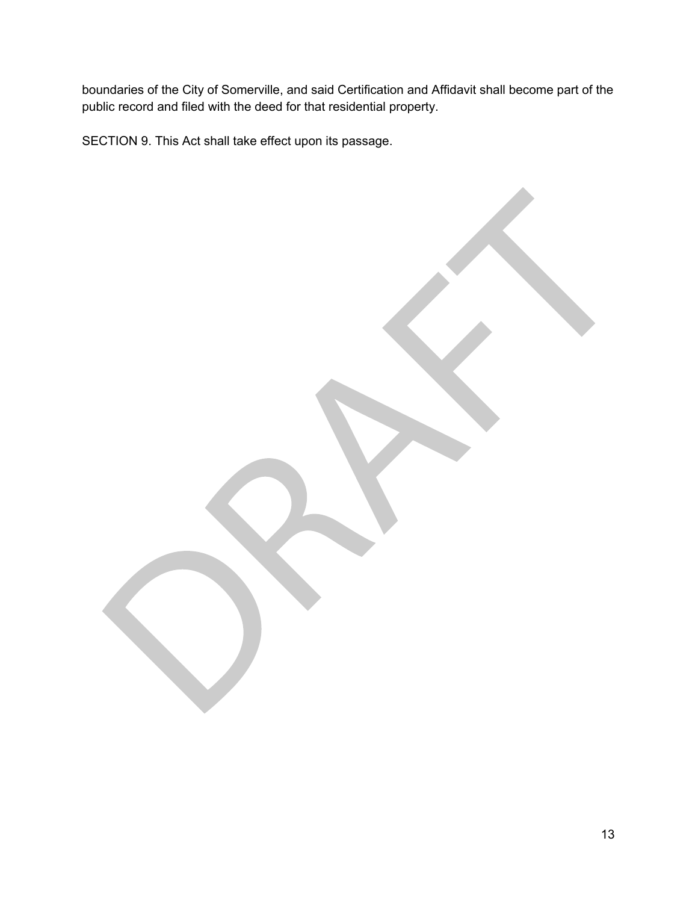boundaries of the City of Somerville, and said Certification and Affidavit shall become part of the public record and filed with the deed for that residential property.

SECTION 9. This Act shall take effect upon its passage.